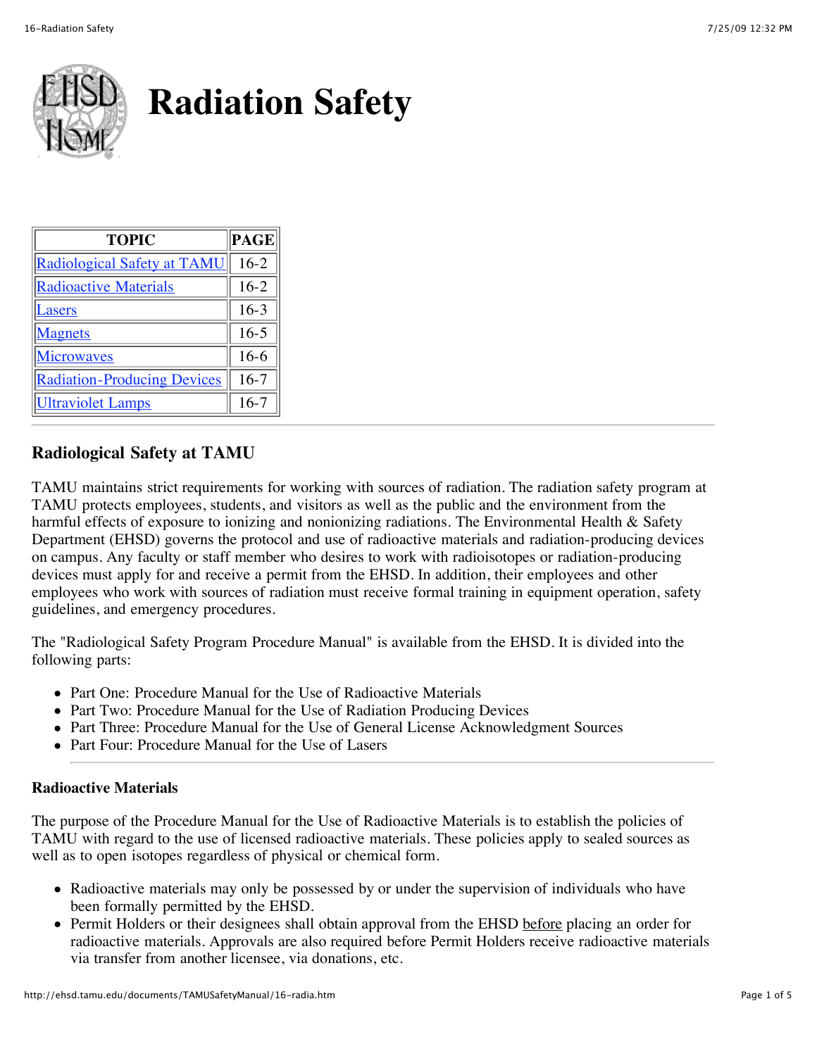# Radiation Safety

| TOPIC | PAGE |
|---|---|
| Radiological Safety at TAMU | 16-2 |
| Radioactive Materials | 16-2 |
| Lasers | 16-3 |
| Magnets | 16-5 |
| Microwaves | 16-6 |
| Radiation-Producing Devices | 16-7 |
| Ultraviolet Lamps | 16-7 |

---

## Radiological Safety at TAMU

TAMU maintains strict requirements for working with sources of radiation. The radiation safety program at TAMU protects employees, students, and visitors as well as the public and the environment from the harmful effects of exposure to ionizing and nonionizing radiations. The Environmental Health & Safety Department (EHSD) governs the protocol and use of radioactive materials and radiation-producing devices on campus. Any faculty or staff member who desires to work with radioisotopes or radiation-producing devices must apply for and receive a permit from the EHSD. In addition, their employees and other employees who work with sources of radiation must receive formal training in equipment operation, safety guidelines, and emergency procedures.

The "Radiological Safety Program Procedure Manual" is available from the EHSD. It is divided into the following parts:

- Part One: Procedure Manual for the Use of Radioactive Materials
- Part Two: Procedure Manual for the Use of Radiation Producing Devices
- Part Three: Procedure Manual for the Use of General License Acknowledgment Sources
- Part Four: Procedure Manual for the Use of Lasers

---

### Radioactive Materials

The purpose of the Procedure Manual for the Use of Radioactive Materials is to establish the policies of TAMU with regard to the use of licensed radioactive materials. These policies apply to sealed sources as well as to open isotopes regardless of physical or chemical form.

- Radioactive materials may only be possessed by or under the supervision of individuals who have been formally permitted by the EHSD.
- Permit Holders or their designees shall obtain approval from the EHSD before placing an order for radioactive materials. Approvals are also required before Permit Holders receive radioactive materials via transfer from another licensee, via donations, etc.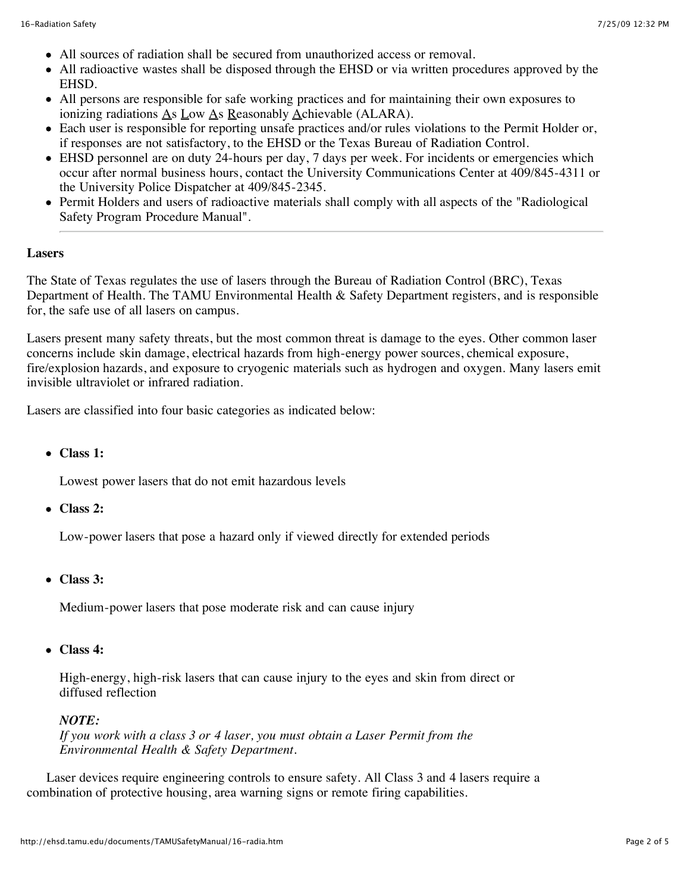- All sources of radiation shall be secured from unauthorized access or removal.
- All radioactive wastes shall be disposed through the EHSD or via written procedures approved by the EHSD.
- All persons are responsible for safe working practices and for maintaining their own exposures to ionizing radiations As Low As Reasonably Achievable (ALARA).
- Each user is responsible for reporting unsafe practices and/or rules violations to the Permit Holder or, if responses are not satisfactory, to the EHSD or the Texas Bureau of Radiation Control.
- EHSD personnel are on duty 24-hours per day, 7 days per week. For incidents or emergencies which occur after normal business hours, contact the University Communications Center at 409/845-4311 or the University Police Dispatcher at 409/845-2345.
- Permit Holders and users of radioactive materials shall comply with all aspects of the "Radiological Safety Program Procedure Manual".

---

**Lasers**

The State of Texas regulates the use of lasers through the Bureau of Radiation Control (BRC), Texas Department of Health. The TAMU Environmental Health & Safety Department registers, and is responsible for, the safe use of all lasers on campus.

Lasers present many safety threats, but the most common threat is damage to the eyes. Other common laser concerns include skin damage, electrical hazards from high-energy power sources, chemical exposure, fire/explosion hazards, and exposure to cryogenic materials such as hydrogen and oxygen. Many lasers emit invisible ultraviolet or infrared radiation.

Lasers are classified into four basic categories as indicated below:

- **Class 1:**

  Lowest power lasers that do not emit hazardous levels

- **Class 2:**

  Low-power lasers that pose a hazard only if viewed directly for extended periods

- **Class 3:**

  Medium-power lasers that pose moderate risk and can cause injury

- **Class 4:**

  High-energy, high-risk lasers that can cause injury to the eyes and skin from direct or diffused reflection

  ***NOTE:***
  *If you work with a class 3 or 4 laser, you must obtain a Laser Permit from the Environmental Health & Safety Department.*

Laser devices require engineering controls to ensure safety. All Class 3 and 4 lasers require a combination of protective housing, area warning signs or remote firing capabilities.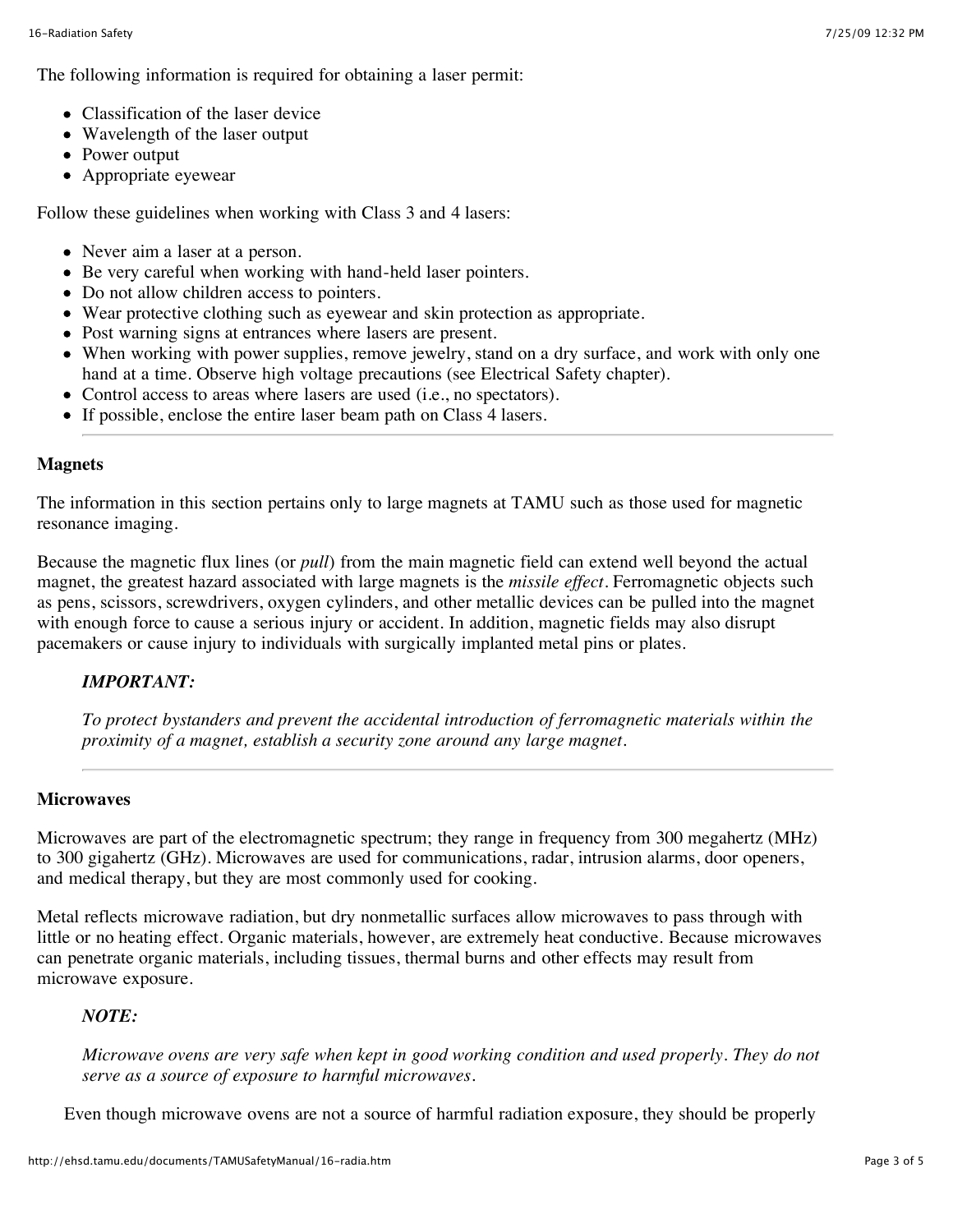The following information is required for obtaining a laser permit:

- Classification of the laser device
- Wavelength of the laser output
- Power output
- Appropriate eyewear

Follow these guidelines when working with Class 3 and 4 lasers:

- Never aim a laser at a person.
- Be very careful when working with hand-held laser pointers.
- Do not allow children access to pointers.
- Wear protective clothing such as eyewear and skin protection as appropriate.
- Post warning signs at entrances where lasers are present.
- When working with power supplies, remove jewelry, stand on a dry surface, and work with only one hand at a time. Observe high voltage precautions (see Electrical Safety chapter).
- Control access to areas where lasers are used (i.e., no spectators).
- If possible, enclose the entire laser beam path on Class 4 lasers.

---

**Magnets**

The information in this section pertains only to large magnets at TAMU such as those used for magnetic resonance imaging.

Because the magnetic flux lines (or *pull*) from the main magnetic field can extend well beyond the actual magnet, the greatest hazard associated with large magnets is the *missile effect*. Ferromagnetic objects such as pens, scissors, screwdrivers, oxygen cylinders, and other metallic devices can be pulled into the magnet with enough force to cause a serious injury or accident. In addition, magnetic fields may also disrupt pacemakers or cause injury to individuals with surgically implanted metal pins or plates.

> ***IMPORTANT:***
>
> *To protect bystanders and prevent the accidental introduction of ferromagnetic materials within the proximity of a magnet, establish a security zone around any large magnet.*

---

**Microwaves**

Microwaves are part of the electromagnetic spectrum; they range in frequency from 300 megahertz (MHz) to 300 gigahertz (GHz). Microwaves are used for communications, radar, intrusion alarms, door openers, and medical therapy, but they are most commonly used for cooking.

Metal reflects microwave radiation, but dry nonmetallic surfaces allow microwaves to pass through with little or no heating effect. Organic materials, however, are extremely heat conductive. Because microwaves can penetrate organic materials, including tissues, thermal burns and other effects may result from microwave exposure.

> ***NOTE:***
>
> *Microwave ovens are very safe when kept in good working condition and used properly. They do not serve as a source of exposure to harmful microwaves.*

Even though microwave ovens are not a source of harmful radiation exposure, they should be properly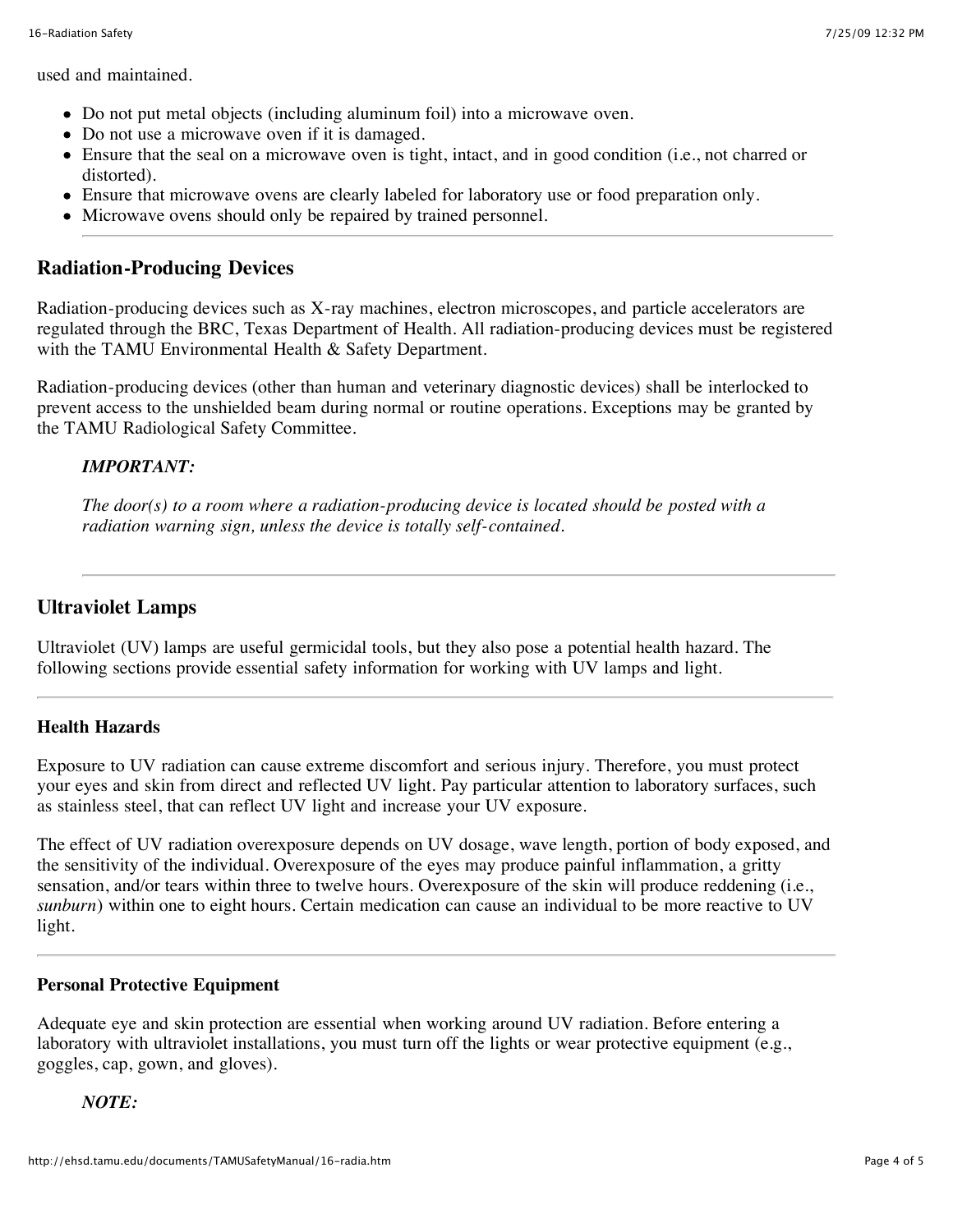used and maintained.

- Do not put metal objects (including aluminum foil) into a microwave oven.
- Do not use a microwave oven if it is damaged.
- Ensure that the seal on a microwave oven is tight, intact, and in good condition (i.e., not charred or distorted).
- Ensure that microwave ovens are clearly labeled for laboratory use or food preparation only.
- Microwave ovens should only be repaired by trained personnel.

---

## Radiation-Producing Devices

Radiation-producing devices such as X-ray machines, electron microscopes, and particle accelerators are regulated through the BRC, Texas Department of Health. All radiation-producing devices must be registered with the TAMU Environmental Health & Safety Department.

Radiation-producing devices (other than human and veterinary diagnostic devices) shall be interlocked to prevent access to the unshielded beam during normal or routine operations. Exceptions may be granted by the TAMU Radiological Safety Committee.

> ***IMPORTANT:***
>
> *The door(s) to a room where a radiation-producing device is located should be posted with a radiation warning sign, unless the device is totally self-contained.*

---

## Ultraviolet Lamps

Ultraviolet (UV) lamps are useful germicidal tools, but they also pose a potential health hazard. The following sections provide essential safety information for working with UV lamps and light.

---

### Health Hazards

Exposure to UV radiation can cause extreme discomfort and serious injury. Therefore, you must protect your eyes and skin from direct and reflected UV light. Pay particular attention to laboratory surfaces, such as stainless steel, that can reflect UV light and increase your UV exposure.

The effect of UV radiation overexposure depends on UV dosage, wave length, portion of body exposed, and the sensitivity of the individual. Overexposure of the eyes may produce painful inflammation, a gritty sensation, and/or tears within three to twelve hours. Overexposure of the skin will produce reddening (i.e., *sunburn*) within one to eight hours. Certain medication can cause an individual to be more reactive to UV light.

---

### Personal Protective Equipment

Adequate eye and skin protection are essential when working around UV radiation. Before entering a laboratory with ultraviolet installations, you must turn off the lights or wear protective equipment (e.g., goggles, cap, gown, and gloves).

> ***NOTE:***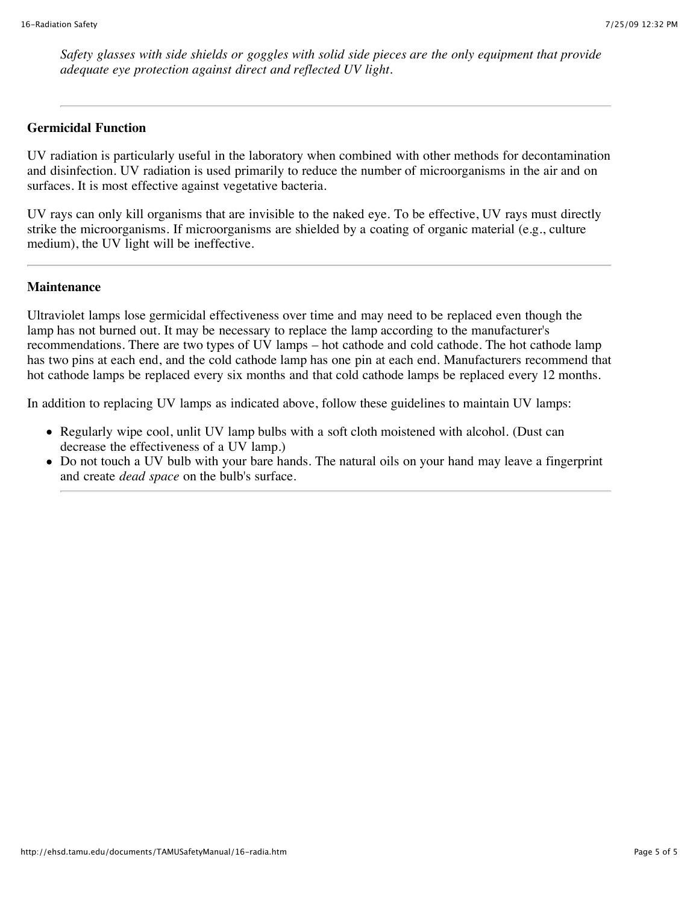*Safety glasses with side shields or goggles with solid side pieces are the only equipment that provide adequate eye protection against direct and reflected UV light.*

---

### Germicidal Function

UV radiation is particularly useful in the laboratory when combined with other methods for decontamination and disinfection. UV radiation is used primarily to reduce the number of microorganisms in the air and on surfaces. It is most effective against vegetative bacteria.

UV rays can only kill organisms that are invisible to the naked eye. To be effective, UV rays must directly strike the microorganisms. If microorganisms are shielded by a coating of organic material (e.g., culture medium), the UV light will be ineffective.

---

### Maintenance

Ultraviolet lamps lose germicidal effectiveness over time and may need to be replaced even though the lamp has not burned out. It may be necessary to replace the lamp according to the manufacturer's recommendations. There are two types of UV lamps – hot cathode and cold cathode. The hot cathode lamp has two pins at each end, and the cold cathode lamp has one pin at each end. Manufacturers recommend that hot cathode lamps be replaced every six months and that cold cathode lamps be replaced every 12 months.

In addition to replacing UV lamps as indicated above, follow these guidelines to maintain UV lamps:

- Regularly wipe cool, unlit UV lamp bulbs with a soft cloth moistened with alcohol. (Dust can decrease the effectiveness of a UV lamp.)
- Do not touch a UV bulb with your bare hands. The natural oils on your hand may leave a fingerprint and create *dead space* on the bulb's surface.

---